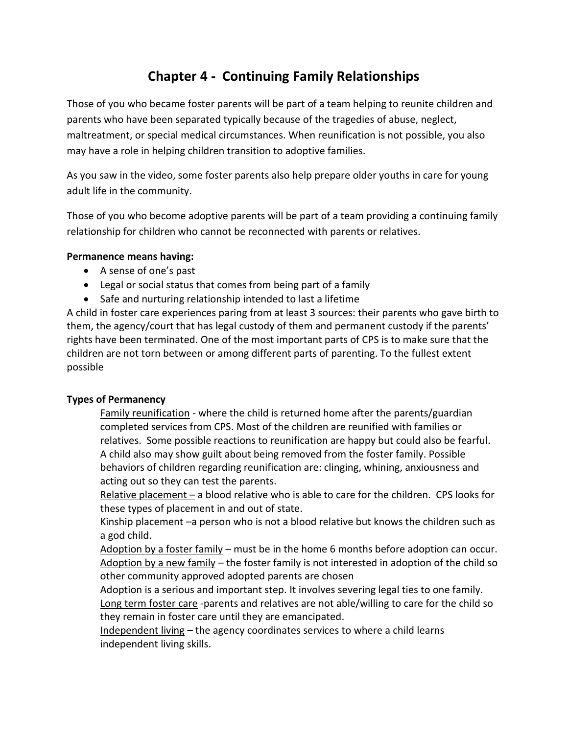# Chapter 4 - Continuing Family Relationships

Those of you who became foster parents will be part of a team helping to reunite children and parents who have been separated typically because of the tragedies of abuse, neglect, maltreatment, or special medical circumstances. When reunification is not possible, you also may have a role in helping children transition to adoptive families.

As you saw in the video, some foster parents also help prepare older youths in care for young adult life in the community.

Those of you who become adoptive parents will be part of a team providing a continuing family relationship for children who cannot be reconnected with parents or relatives.

**Permanence means having:**

- A sense of one's past
- Legal or social status that comes from being part of a family
- Safe and nurturing relationship intended to last a lifetime

A child in foster care experiences paring from at least 3 sources: their parents who gave birth to them, the agency/court that has legal custody of them and permanent custody if the parents' rights have been terminated. One of the most important parts of CPS is to make sure that the children are not torn between or among different parts of parenting. To the fullest extent possible

**Types of Permanency**

<u>Family reunification</u> - where the child is returned home after the parents/guardian completed services from CPS. Most of the children are reunified with families or relatives. Some possible reactions to reunification are happy but could also be fearful. A child also may show guilt about being removed from the foster family. Possible behaviors of children regarding reunification are: clinging, whining, anxiousness and acting out so they can test the parents.

<u>Relative placement –</u> a blood relative who is able to care for the children. CPS looks for these types of placement in and out of state.

Kinship placement –a person who is not a blood relative but knows the children such as a god child.

<u>Adoption by a foster family</u> – must be in the home 6 months before adoption can occur.

<u>Adoption by a new family</u> – the foster family is not interested in adoption of the child so other community approved adopted parents are chosen

Adoption is a serious and important step. It involves severing legal ties to one family.

<u>Long term foster care</u> -parents and relatives are not able/willing to care for the child so they remain in foster care until they are emancipated.

<u>Independent living</u> – the agency coordinates services to where a child learns independent living skills.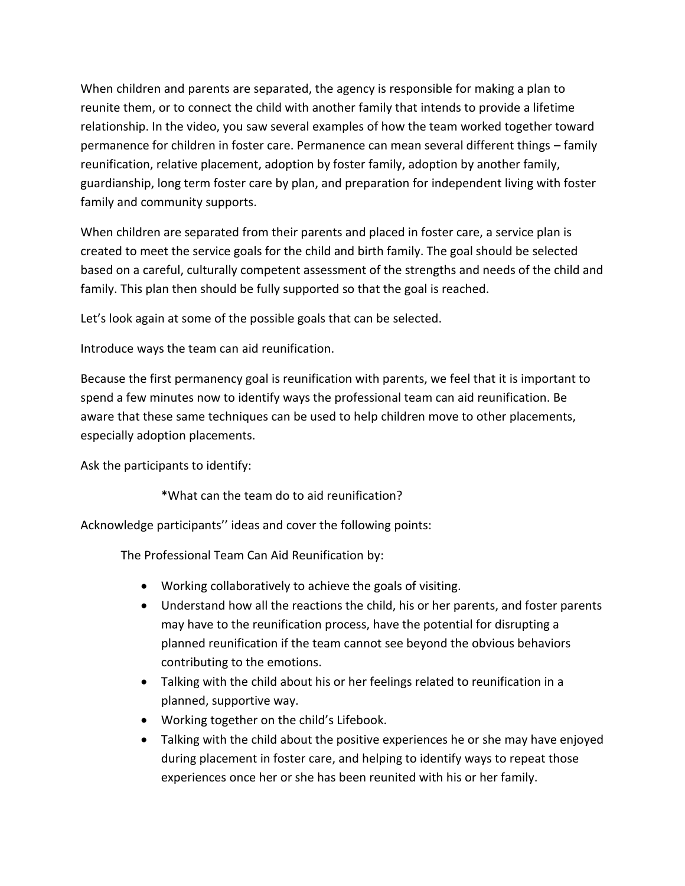When children and parents are separated, the agency is responsible for making a plan to reunite them, or to connect the child with another family that intends to provide a lifetime relationship. In the video, you saw several examples of how the team worked together toward permanence for children in foster care. Permanence can mean several different things – family reunification, relative placement, adoption by foster family, adoption by another family, guardianship, long term foster care by plan, and preparation for independent living with foster family and community supports.

When children are separated from their parents and placed in foster care, a service plan is created to meet the service goals for the child and birth family. The goal should be selected based on a careful, culturally competent assessment of the strengths and needs of the child and family. This plan then should be fully supported so that the goal is reached.

Let's look again at some of the possible goals that can be selected.

Introduce ways the team can aid reunification.

Because the first permanency goal is reunification with parents, we feel that it is important to spend a few minutes now to identify ways the professional team can aid reunification. Be aware that these same techniques can be used to help children move to other placements, especially adoption placements.

Ask the participants to identify:

*What can the team do to aid reunification?

Acknowledge participants'' ideas and cover the following points:

The Professional Team Can Aid Reunification by:

- Working collaboratively to achieve the goals of visiting.
- Understand how all the reactions the child, his or her parents, and foster parents may have to the reunification process, have the potential for disrupting a planned reunification if the team cannot see beyond the obvious behaviors contributing to the emotions.
- Talking with the child about his or her feelings related to reunification in a planned, supportive way.
- Working together on the child's Lifebook.
- Talking with the child about the positive experiences he or she may have enjoyed during placement in foster care, and helping to identify ways to repeat those experiences once her or she has been reunited with his or her family.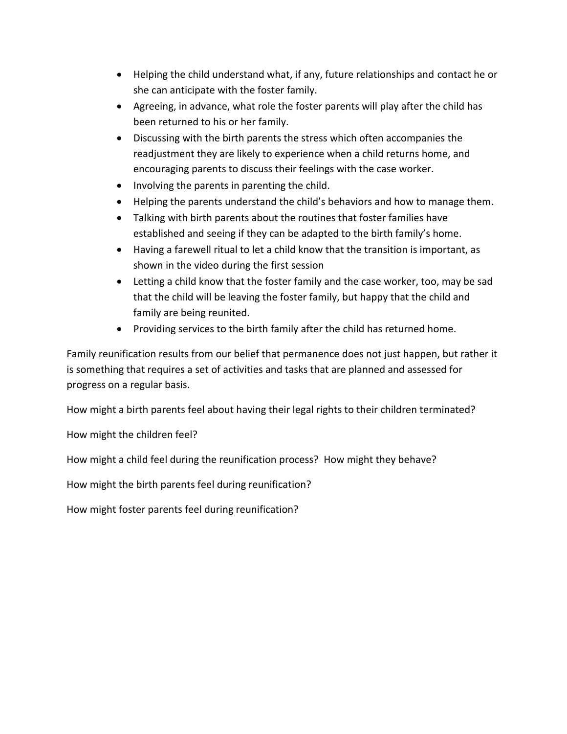- Helping the child understand what, if any, future relationships and contact he or she can anticipate with the foster family.
- Agreeing, in advance, what role the foster parents will play after the child has been returned to his or her family.
- Discussing with the birth parents the stress which often accompanies the readjustment they are likely to experience when a child returns home, and encouraging parents to discuss their feelings with the case worker.
- Involving the parents in parenting the child.
- Helping the parents understand the child's behaviors and how to manage them.
- Talking with birth parents about the routines that foster families have established and seeing if they can be adapted to the birth family's home.
- Having a farewell ritual to let a child know that the transition is important, as shown in the video during the first session
- Letting a child know that the foster family and the case worker, too, may be sad that the child will be leaving the foster family, but happy that the child and family are being reunited.
- Providing services to the birth family after the child has returned home.

Family reunification results from our belief that permanence does not just happen, but rather it is something that requires a set of activities and tasks that are planned and assessed for progress on a regular basis.

How might a birth parents feel about having their legal rights to their children terminated?

How might the children feel?

How might a child feel during the reunification process? How might they behave?

How might the birth parents feel during reunification?

How might foster parents feel during reunification?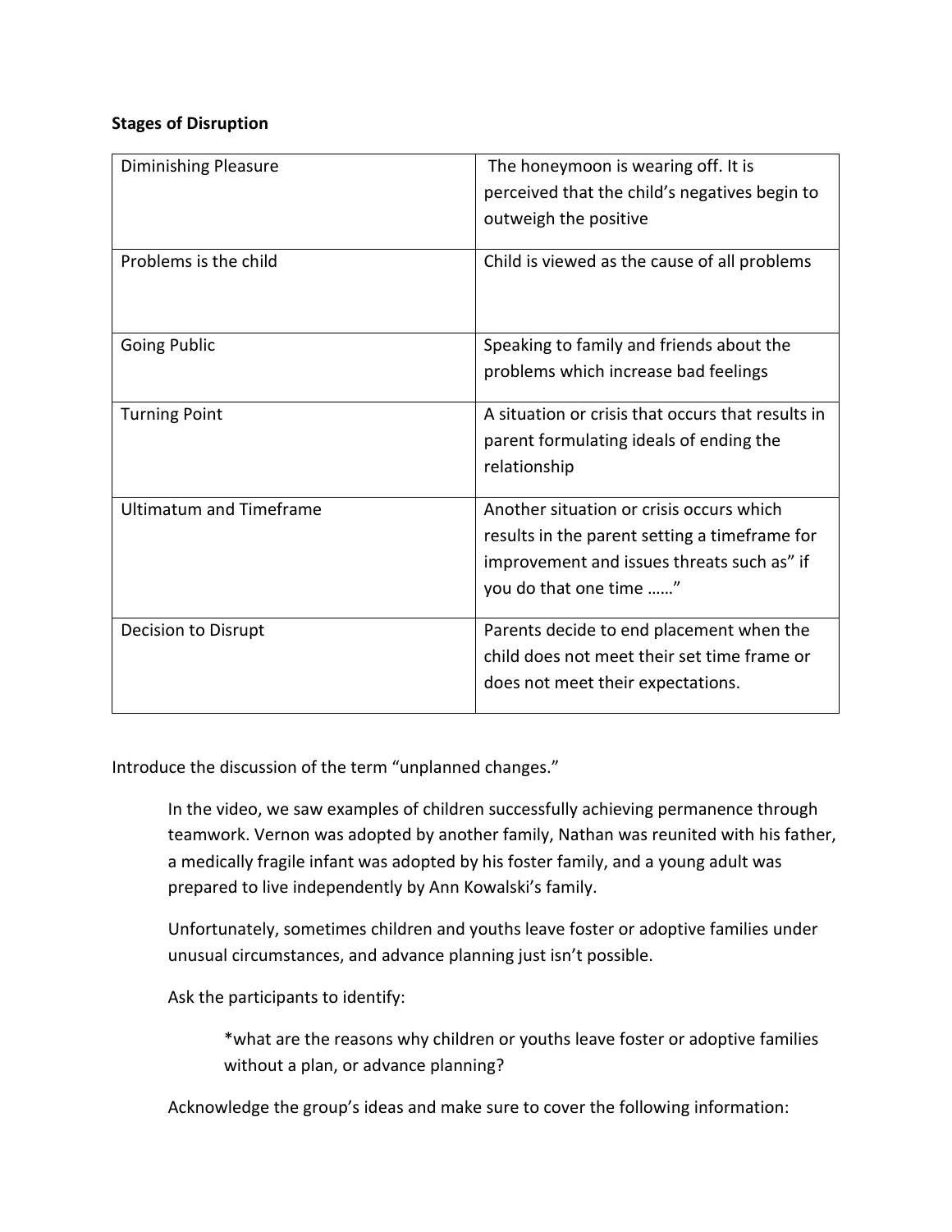**Stages of Disruption**

| Diminishing Pleasure | The honeymoon is wearing off. It is perceived that the child's negatives begin to outweigh the positive |
|---|---|
| Problems is the child | Child is viewed as the cause of all problems |
| Going Public | Speaking to family and friends about the problems which increase bad feelings |
| Turning Point | A situation or crisis that occurs that results in parent formulating ideals of ending the relationship |
| Ultimatum and Timeframe | Another situation or crisis occurs which results in the parent setting a timeframe for improvement and issues threats such as" if you do that one time ……" |
| Decision to Disrupt | Parents decide to end placement when the child does not meet their set time frame or does not meet their expectations. |

Introduce the discussion of the term "unplanned changes."

> In the video, we saw examples of children successfully achieving permanence through teamwork. Vernon was adopted by another family, Nathan was reunited with his father, a medically fragile infant was adopted by his foster family, and a young adult was prepared to live independently by Ann Kowalski's family.
>
> Unfortunately, sometimes children and youths leave foster or adoptive families under unusual circumstances, and advance planning just isn't possible.
>
> Ask the participants to identify:
>
> > *what are the reasons why children or youths leave foster or adoptive families without a plan, or advance planning?
>
> Acknowledge the group's ideas and make sure to cover the following information: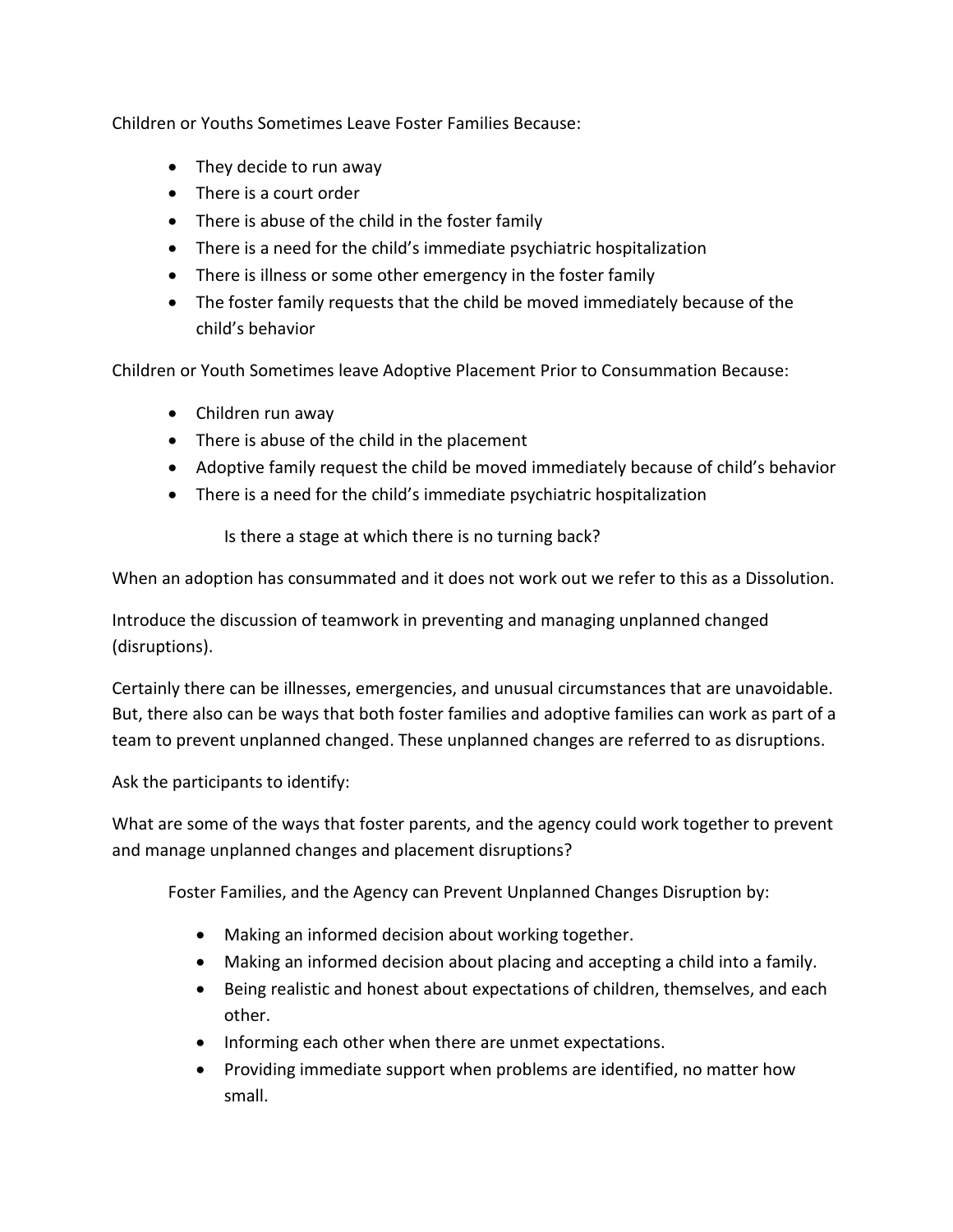Children or Youths Sometimes Leave Foster Families Because:

- They decide to run away
- There is a court order
- There is abuse of the child in the foster family
- There is a need for the child's immediate psychiatric hospitalization
- There is illness or some other emergency in the foster family
- The foster family requests that the child be moved immediately because of the child's behavior

Children or Youth Sometimes leave Adoptive Placement Prior to Consummation Because:

- Children run away
- There is abuse of the child in the placement
- Adoptive family request the child be moved immediately because of child's behavior
- There is a need for the child's immediate psychiatric hospitalization

Is there a stage at which there is no turning back?

When an adoption has consummated and it does not work out we refer to this as a Dissolution.

Introduce the discussion of teamwork in preventing and managing unplanned changed (disruptions).

Certainly there can be illnesses, emergencies, and unusual circumstances that are unavoidable. But, there also can be ways that both foster families and adoptive families can work as part of a team to prevent unplanned changed. These unplanned changes are referred to as disruptions.

Ask the participants to identify:

What are some of the ways that foster parents, and the agency could work together to prevent and manage unplanned changes and placement disruptions?

Foster Families, and the Agency can Prevent Unplanned Changes Disruption by:

- Making an informed decision about working together.
- Making an informed decision about placing and accepting a child into a family.
- Being realistic and honest about expectations of children, themselves, and each other.
- Informing each other when there are unmet expectations.
- Providing immediate support when problems are identified, no matter how small.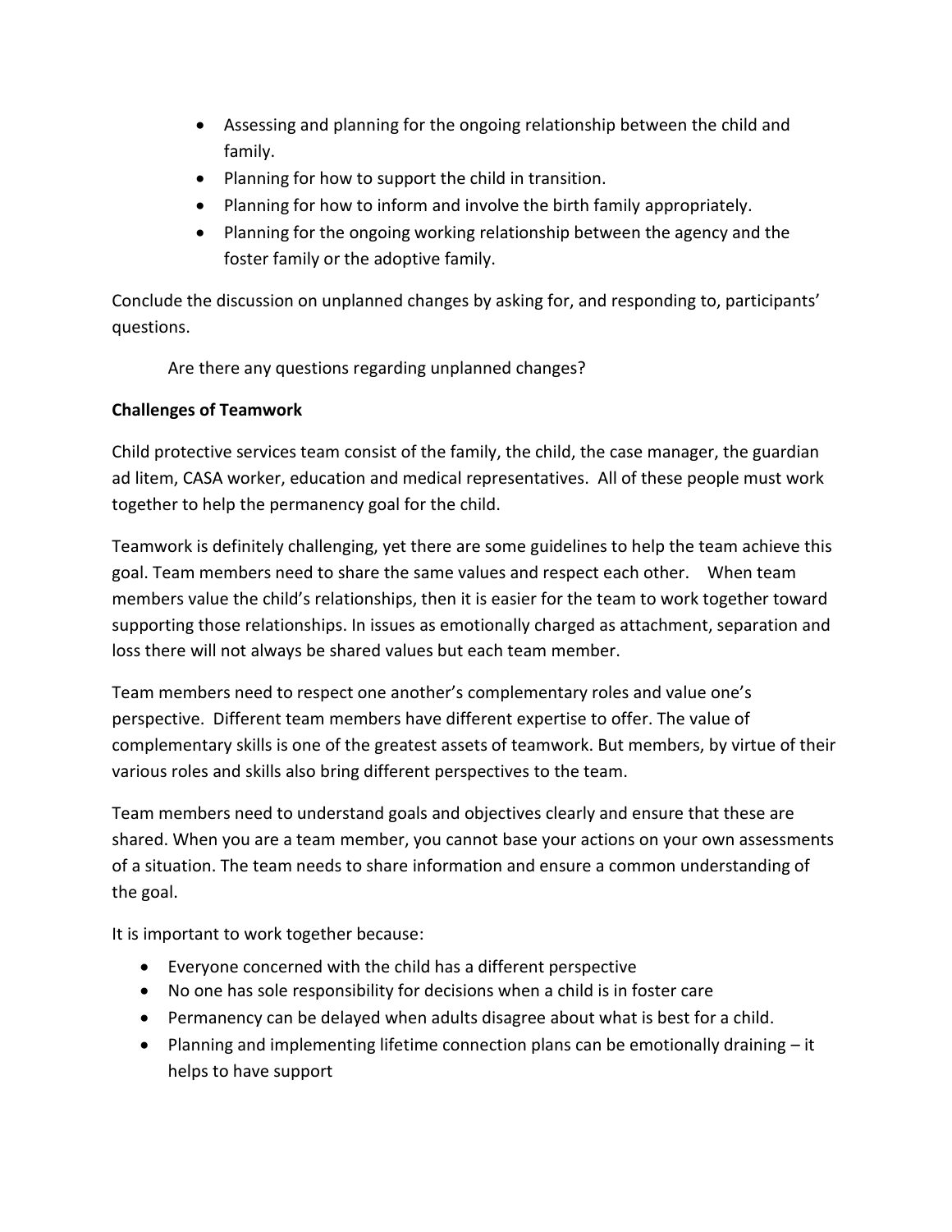- Assessing and planning for the ongoing relationship between the child and family.
- Planning for how to support the child in transition.
- Planning for how to inform and involve the birth family appropriately.
- Planning for the ongoing working relationship between the agency and the foster family or the adoptive family.

Conclude the discussion on unplanned changes by asking for, and responding to, participants' questions.

Are there any questions regarding unplanned changes?

**Challenges of Teamwork**

Child protective services team consist of the family, the child, the case manager, the guardian ad litem, CASA worker, education and medical representatives. All of these people must work together to help the permanency goal for the child.

Teamwork is definitely challenging, yet there are some guidelines to help the team achieve this goal. Team members need to share the same values and respect each other. When team members value the child's relationships, then it is easier for the team to work together toward supporting those relationships. In issues as emotionally charged as attachment, separation and loss there will not always be shared values but each team member.

Team members need to respect one another's complementary roles and value one's perspective. Different team members have different expertise to offer. The value of complementary skills is one of the greatest assets of teamwork. But members, by virtue of their various roles and skills also bring different perspectives to the team.

Team members need to understand goals and objectives clearly and ensure that these are shared. When you are a team member, you cannot base your actions on your own assessments of a situation. The team needs to share information and ensure a common understanding of the goal.

It is important to work together because:

- Everyone concerned with the child has a different perspective
- No one has sole responsibility for decisions when a child is in foster care
- Permanency can be delayed when adults disagree about what is best for a child.
- Planning and implementing lifetime connection plans can be emotionally draining – it helps to have support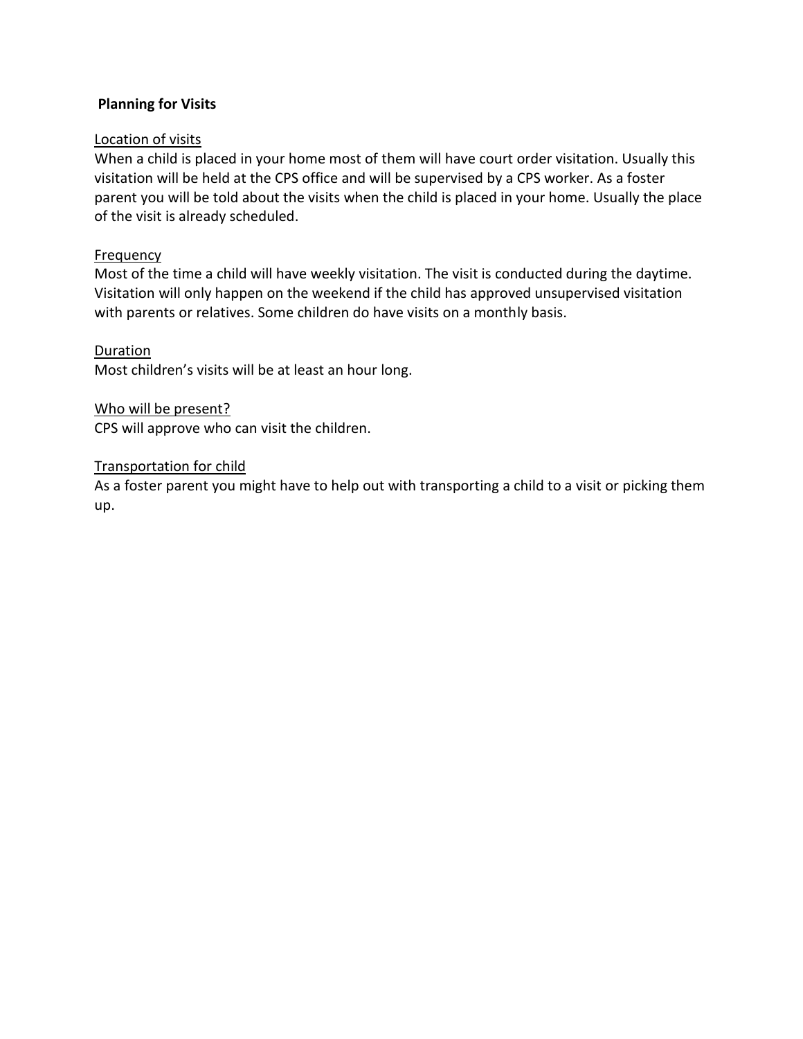## Planning for Visits

### Location of visits

When a child is placed in your home most of them will have court order visitation. Usually this visitation will be held at the CPS office and will be supervised by a CPS worker. As a foster parent you will be told about the visits when the child is placed in your home. Usually the place of the visit is already scheduled.

### Frequency

Most of the time a child will have weekly visitation. The visit is conducted during the daytime. Visitation will only happen on the weekend if the child has approved unsupervised visitation with parents or relatives. Some children do have visits on a monthly basis.

### Duration

Most children's visits will be at least an hour long.

### Who will be present?

CPS will approve who can visit the children.

### Transportation for child

As a foster parent you might have to help out with transporting a child to a visit or picking them up.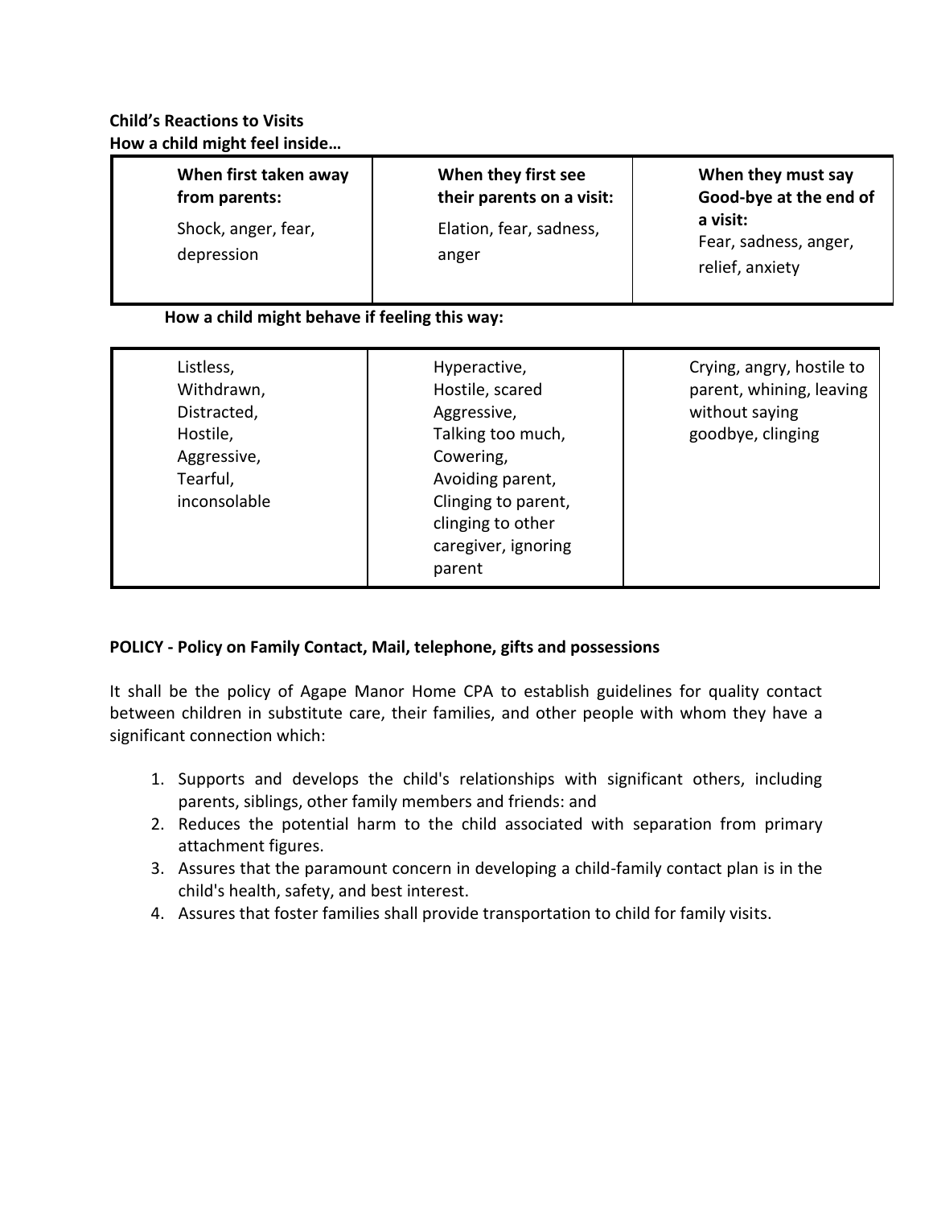**Child's Reactions to Visits**
**How a child might feel inside…**

| **When first taken away from parents:** Shock, anger, fear, depression | **When they first see their parents on a visit:** Elation, fear, sadness, anger | **When they must say Good-bye at the end of a visit:** Fear, sadness, anger, relief, anxiety |
|---|---|---|

**How a child might behave if feeling this way:**

| | | |
|---|---|---|
| Listless, Withdrawn, Distracted, Hostile, Aggressive, Tearful, inconsolable | Hyperactive, Hostile, scared Aggressive, Talking too much, Cowering, Avoiding parent, Clinging to parent, clinging to other caregiver, ignoring parent | Crying, angry, hostile to parent, whining, leaving without saying goodbye, clinging |

**POLICY - Policy on Family Contact, Mail, telephone, gifts and possessions**

It shall be the policy of Agape Manor Home CPA to establish guidelines for quality contact between children in substitute care, their families, and other people with whom they have a significant connection which:

1. Supports and develops the child's relationships with significant others, including parents, siblings, other family members and friends: and
2. Reduces the potential harm to the child associated with separation from primary attachment figures.
3. Assures that the paramount concern in developing a child-family contact plan is in the child's health, safety, and best interest.
4. Assures that foster families shall provide transportation to child for family visits.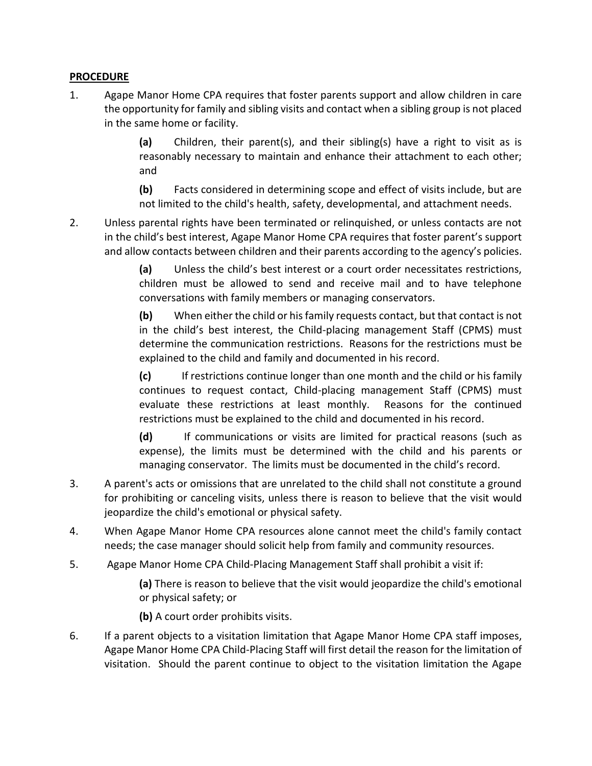**PROCEDURE**

1. Agape Manor Home CPA requires that foster parents support and allow children in care the opportunity for family and sibling visits and contact when a sibling group is not placed in the same home or facility.

   **(a)** Children, their parent(s), and their sibling(s) have a right to visit as is reasonably necessary to maintain and enhance their attachment to each other; and

   **(b)** Facts considered in determining scope and effect of visits include, but are not limited to the child's health, safety, developmental, and attachment needs.

2. Unless parental rights have been terminated or relinquished, or unless contacts are not in the child's best interest, Agape Manor Home CPA requires that foster parent's support and allow contacts between children and their parents according to the agency's policies.

   **(a)** Unless the child's best interest or a court order necessitates restrictions, children must be allowed to send and receive mail and to have telephone conversations with family members or managing conservators.

   **(b)** When either the child or his family requests contact, but that contact is not in the child's best interest, the Child-placing management Staff (CPMS) must determine the communication restrictions. Reasons for the restrictions must be explained to the child and family and documented in his record.

   **(c)** If restrictions continue longer than one month and the child or his family continues to request contact, Child-placing management Staff (CPMS) must evaluate these restrictions at least monthly. Reasons for the continued restrictions must be explained to the child and documented in his record.

   **(d)** If communications or visits are limited for practical reasons (such as expense), the limits must be determined with the child and his parents or managing conservator. The limits must be documented in the child's record.

3. A parent's acts or omissions that are unrelated to the child shall not constitute a ground for prohibiting or canceling visits, unless there is reason to believe that the visit would jeopardize the child's emotional or physical safety.

4. When Agape Manor Home CPA resources alone cannot meet the child's family contact needs; the case manager should solicit help from family and community resources.

5. Agape Manor Home CPA Child-Placing Management Staff shall prohibit a visit if:

   **(a)** There is reason to believe that the visit would jeopardize the child's emotional or physical safety; or

   **(b)** A court order prohibits visits.

6. If a parent objects to a visitation limitation that Agape Manor Home CPA staff imposes, Agape Manor Home CPA Child-Placing Staff will first detail the reason for the limitation of visitation. Should the parent continue to object to the visitation limitation the Agape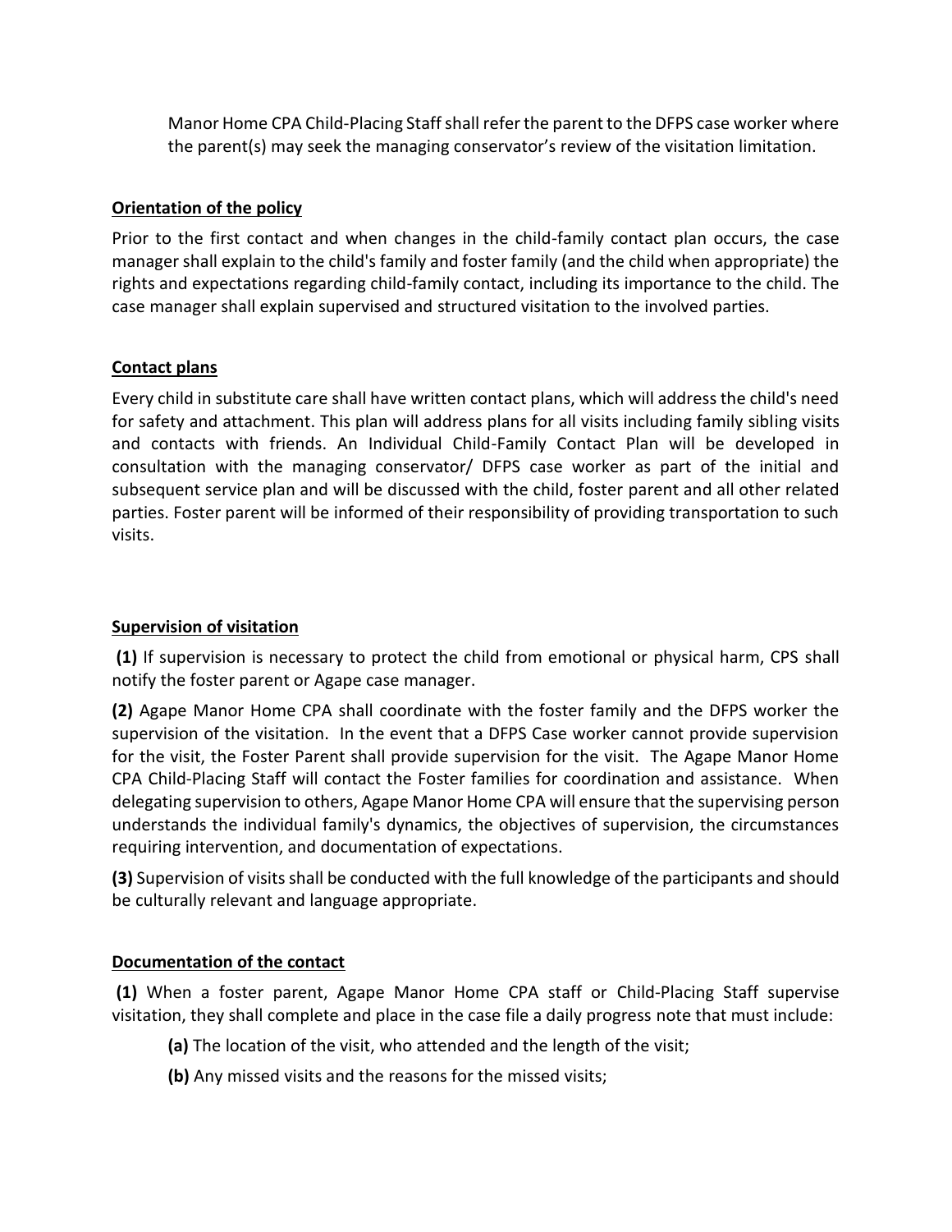Manor Home CPA Child-Placing Staff shall refer the parent to the DFPS case worker where the parent(s) may seek the managing conservator's review of the visitation limitation.

**Orientation of the policy**

Prior to the first contact and when changes in the child-family contact plan occurs, the case manager shall explain to the child's family and foster family (and the child when appropriate) the rights and expectations regarding child-family contact, including its importance to the child. The case manager shall explain supervised and structured visitation to the involved parties.

**Contact plans**

Every child in substitute care shall have written contact plans, which will address the child's need for safety and attachment. This plan will address plans for all visits including family sibling visits and contacts with friends. An Individual Child-Family Contact Plan will be developed in consultation with the managing conservator/ DFPS case worker as part of the initial and subsequent service plan and will be discussed with the child, foster parent and all other related parties. Foster parent will be informed of their responsibility of providing transportation to such visits.

**Supervision of visitation**

**(1)** If supervision is necessary to protect the child from emotional or physical harm, CPS shall notify the foster parent or Agape case manager.

**(2)** Agape Manor Home CPA shall coordinate with the foster family and the DFPS worker the supervision of the visitation. In the event that a DFPS Case worker cannot provide supervision for the visit, the Foster Parent shall provide supervision for the visit. The Agape Manor Home CPA Child-Placing Staff will contact the Foster families for coordination and assistance. When delegating supervision to others, Agape Manor Home CPA will ensure that the supervising person understands the individual family's dynamics, the objectives of supervision, the circumstances requiring intervention, and documentation of expectations.

**(3)** Supervision of visits shall be conducted with the full knowledge of the participants and should be culturally relevant and language appropriate.

**Documentation of the contact**

**(1)** When a foster parent, Agape Manor Home CPA staff or Child-Placing Staff supervise visitation, they shall complete and place in the case file a daily progress note that must include:

**(a)** The location of the visit, who attended and the length of the visit;

**(b)** Any missed visits and the reasons for the missed visits;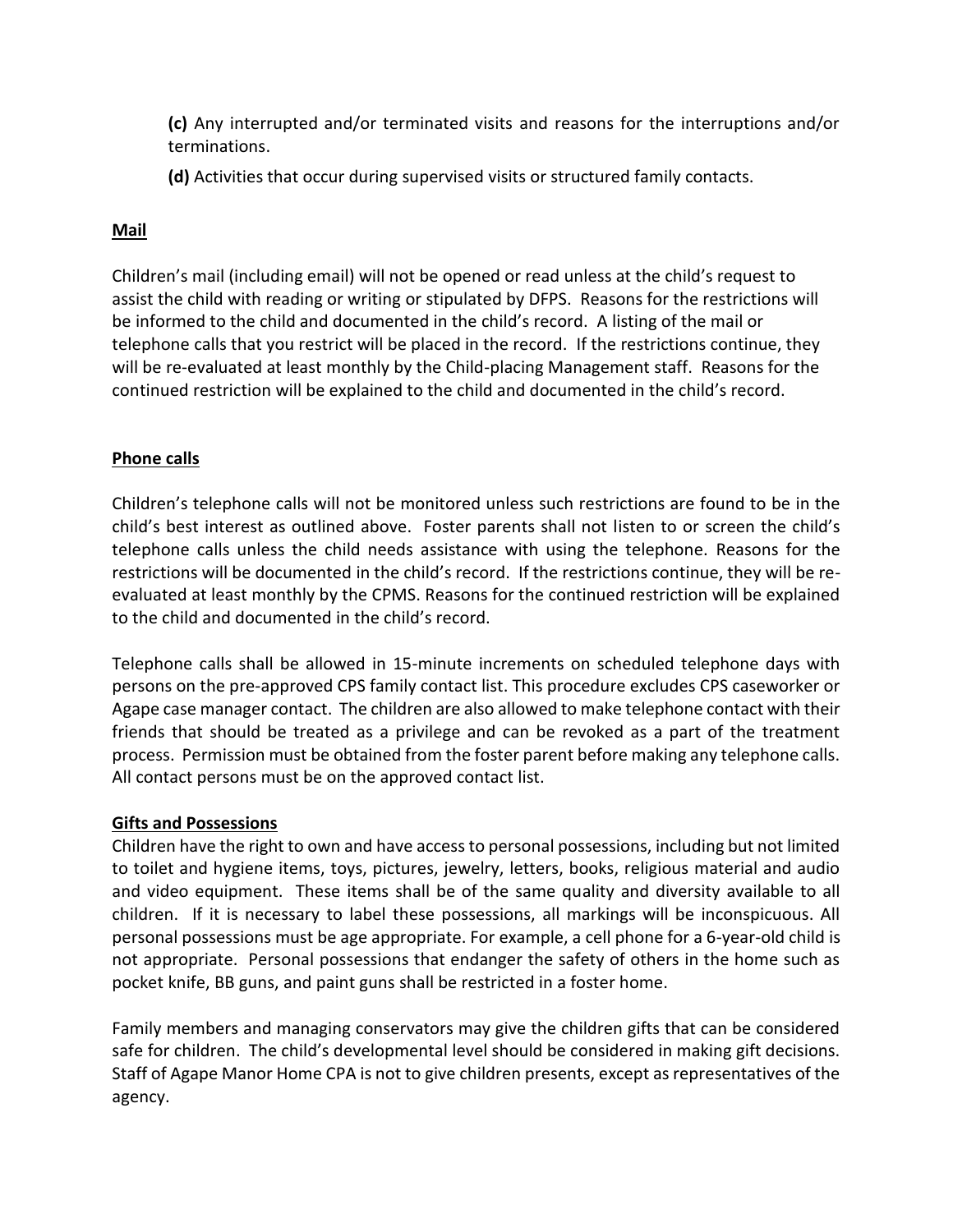**(c)** Any interrupted and/or terminated visits and reasons for the interruptions and/or terminations.

**(d)** Activities that occur during supervised visits or structured family contacts.

**Mail**

Children's mail (including email) will not be opened or read unless at the child's request to assist the child with reading or writing or stipulated by DFPS. Reasons for the restrictions will be informed to the child and documented in the child's record. A listing of the mail or telephone calls that you restrict will be placed in the record. If the restrictions continue, they will be re-evaluated at least monthly by the Child-placing Management staff. Reasons for the continued restriction will be explained to the child and documented in the child's record.

**Phone calls**

Children's telephone calls will not be monitored unless such restrictions are found to be in the child's best interest as outlined above. Foster parents shall not listen to or screen the child's telephone calls unless the child needs assistance with using the telephone. Reasons for the restrictions will be documented in the child's record. If the restrictions continue, they will be re-evaluated at least monthly by the CPMS. Reasons for the continued restriction will be explained to the child and documented in the child's record.

Telephone calls shall be allowed in 15-minute increments on scheduled telephone days with persons on the pre-approved CPS family contact list. This procedure excludes CPS caseworker or Agape case manager contact. The children are also allowed to make telephone contact with their friends that should be treated as a privilege and can be revoked as a part of the treatment process. Permission must be obtained from the foster parent before making any telephone calls. All contact persons must be on the approved contact list.

**Gifts and Possessions**

Children have the right to own and have access to personal possessions, including but not limited to toilet and hygiene items, toys, pictures, jewelry, letters, books, religious material and audio and video equipment. These items shall be of the same quality and diversity available to all children. If it is necessary to label these possessions, all markings will be inconspicuous. All personal possessions must be age appropriate. For example, a cell phone for a 6-year-old child is not appropriate. Personal possessions that endanger the safety of others in the home such as pocket knife, BB guns, and paint guns shall be restricted in a foster home.

Family members and managing conservators may give the children gifts that can be considered safe for children. The child's developmental level should be considered in making gift decisions. Staff of Agape Manor Home CPA is not to give children presents, except as representatives of the agency.